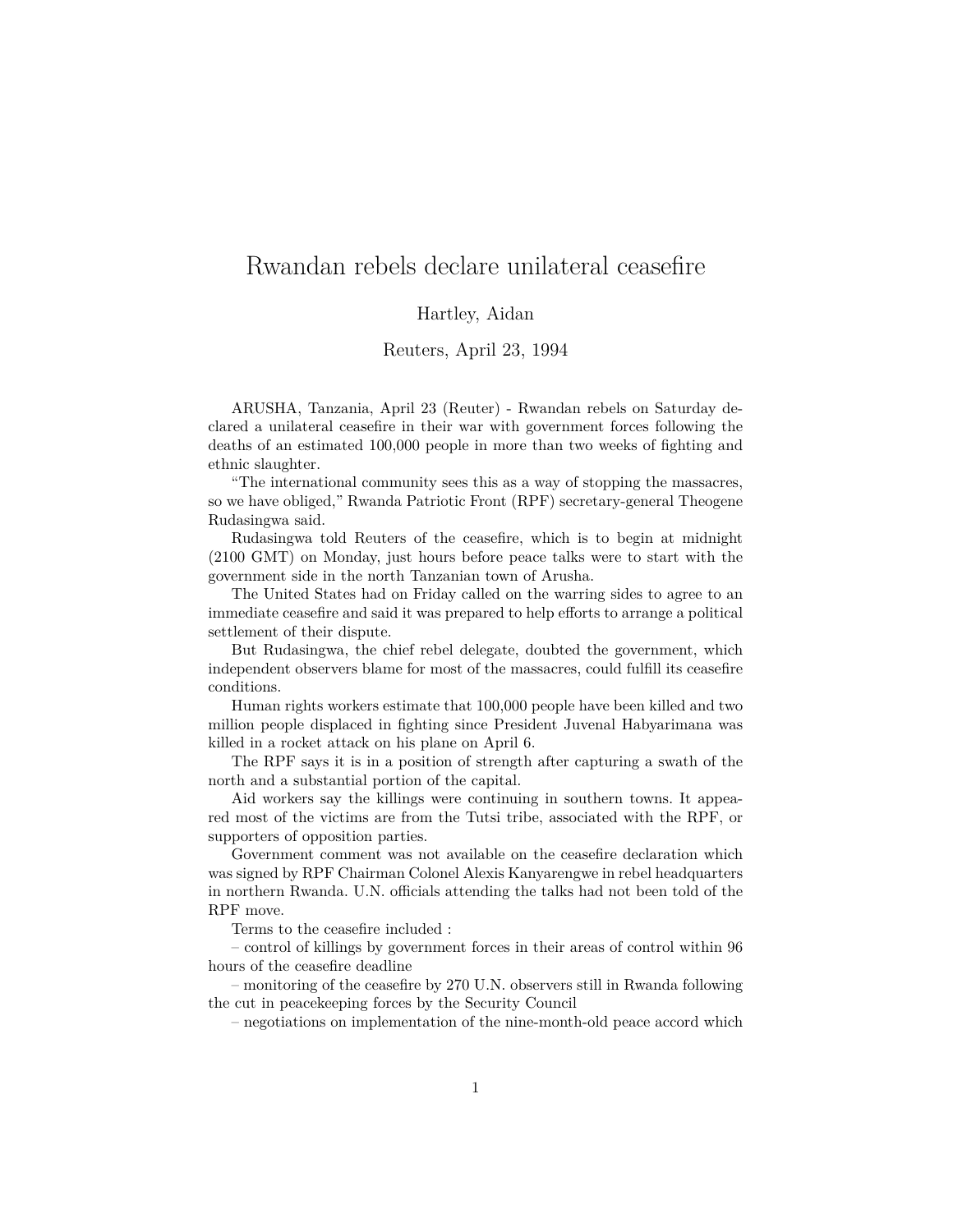# Rwandan rebels declare unilateral ceasefire

Hartley, Aidan

Reuters, April 23, 1994

ARUSHA, Tanzania, April 23 (Reuter) - Rwandan rebels on Saturday declared a unilateral ceasefire in their war with government forces following the deaths of an estimated 100,000 people in more than two weeks of fighting and ethnic slaughter.

"The international community sees this as a way of stopping the massacres, so we have obliged," Rwanda Patriotic Front (RPF) secretary-general Theogene Rudasingwa said.

Rudasingwa told Reuters of the ceasefire, which is to begin at midnight (2100 GMT) on Monday, just hours before peace talks were to start with the government side in the north Tanzanian town of Arusha.

The United States had on Friday called on the warring sides to agree to an immediate ceasefire and said it was prepared to help efforts to arrange a political settlement of their dispute.

But Rudasingwa, the chief rebel delegate, doubted the government, which independent observers blame for most of the massacres, could fulfill its ceasefire conditions.

Human rights workers estimate that 100,000 people have been killed and two million people displaced in fighting since President Juvenal Habyarimana was killed in a rocket attack on his plane on April 6.

The RPF says it is in a position of strength after capturing a swath of the north and a substantial portion of the capital.

Aid workers say the killings were continuing in southern towns. It appeared most of the victims are from the Tutsi tribe, associated with the RPF, or supporters of opposition parties.

Government comment was not available on the ceasefire declaration which was signed by RPF Chairman Colonel Alexis Kanyarengwe in rebel headquarters in northern Rwanda. U.N. officials attending the talks had not been told of the RPF move.

Terms to the ceasefire included :

– control of killings by government forces in their areas of control within 96 hours of the ceasefire deadline

– monitoring of the ceasefire by 270 U.N. observers still in Rwanda following the cut in peacekeeping forces by the Security Council

– negotiations on implementation of the nine-month-old peace accord which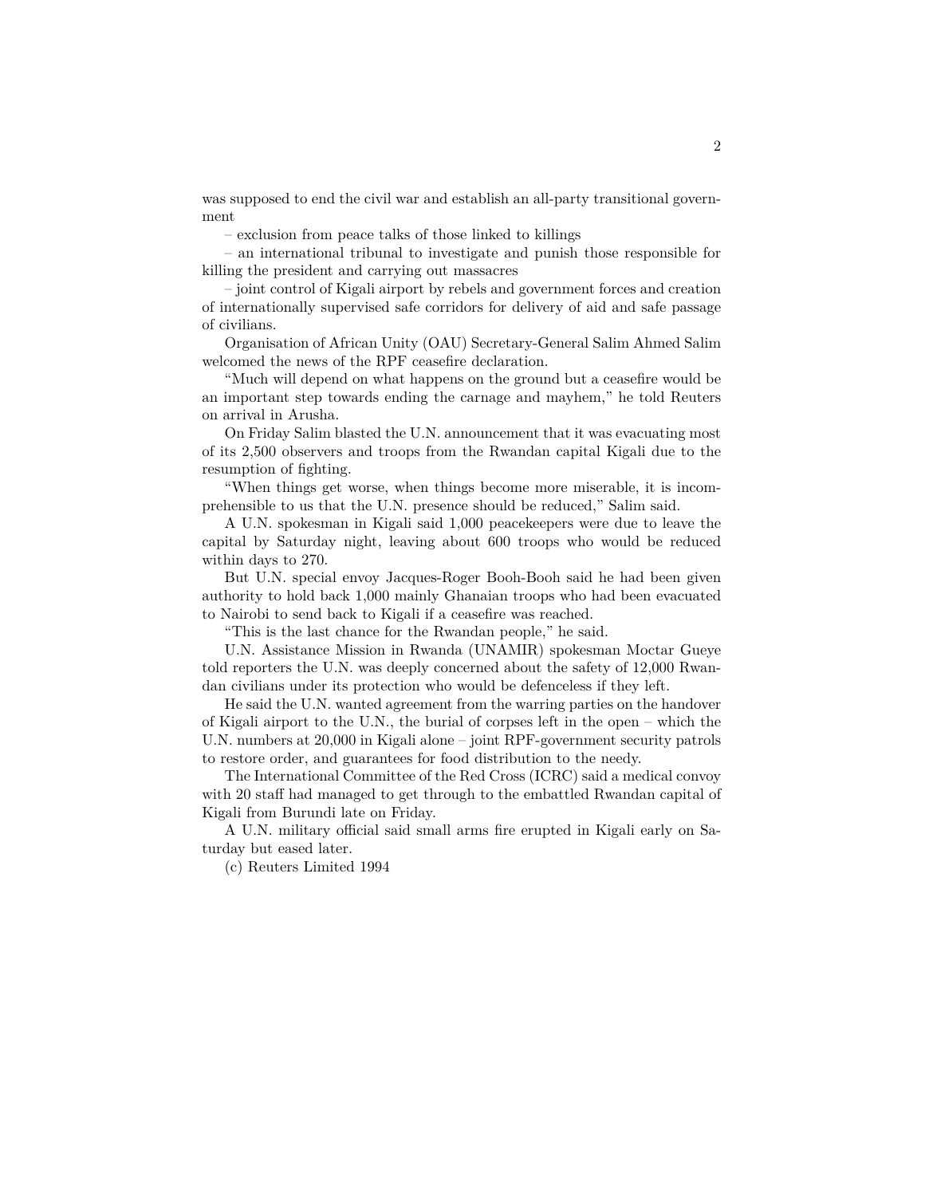was supposed to end the civil war and establish an all-party transitional government

– exclusion from peace talks of those linked to killings

– an international tribunal to investigate and punish those responsible for killing the president and carrying out massacres

– joint control of Kigali airport by rebels and government forces and creation of internationally supervised safe corridors for delivery of aid and safe passage of civilians.

Organisation of African Unity (OAU) Secretary-General Salim Ahmed Salim welcomed the news of the RPF ceasefire declaration.

"Much will depend on what happens on the ground but a ceasefire would be an important step towards ending the carnage and mayhem," he told Reuters on arrival in Arusha.

On Friday Salim blasted the U.N. announcement that it was evacuating most of its 2,500 observers and troops from the Rwandan capital Kigali due to the resumption of fighting.

"When things get worse, when things become more miserable, it is incomprehensible to us that the U.N. presence should be reduced," Salim said.

A U.N. spokesman in Kigali said 1,000 peacekeepers were due to leave the capital by Saturday night, leaving about 600 troops who would be reduced within days to 270.

But U.N. special envoy Jacques-Roger Booh-Booh said he had been given authority to hold back 1,000 mainly Ghanaian troops who had been evacuated to Nairobi to send back to Kigali if a ceasefire was reached.

"This is the last chance for the Rwandan people," he said.

U.N. Assistance Mission in Rwanda (UNAMIR) spokesman Moctar Gueye told reporters the U.N. was deeply concerned about the safety of 12,000 Rwandan civilians under its protection who would be defenceless if they left.

He said the U.N. wanted agreement from the warring parties on the handover of Kigali airport to the U.N., the burial of corpses left in the open – which the U.N. numbers at 20,000 in Kigali alone – joint RPF-government security patrols to restore order, and guarantees for food distribution to the needy.

The International Committee of the Red Cross (ICRC) said a medical convoy with 20 staff had managed to get through to the embattled Rwandan capital of Kigali from Burundi late on Friday.

A U.N. military official said small arms fire erupted in Kigali early on Saturday but eased later.

(c) Reuters Limited 1994